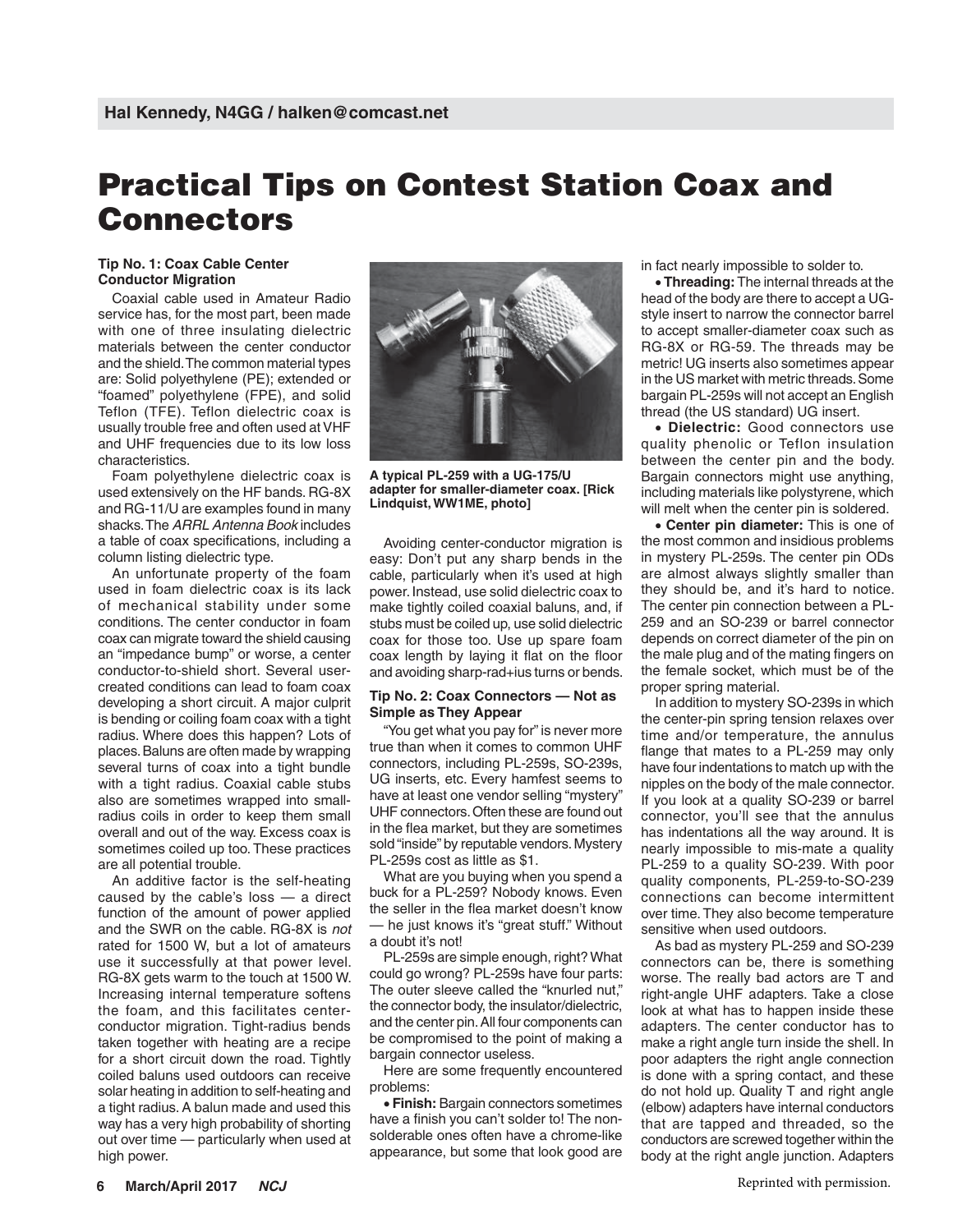Hal Kennedy, N4GG / halken@comcast.net

# Practical Tips on Contest Station Coax and Connectors

### Tip No. 1: Coax Cable Center Conductor Migration

Coaxial cable used in Amateur Radio service has, for the most part, been made with one of three insulating dielectric materials between the center conductor and the shield. The common material types are: Solid polyethylene (PE); extended or "foamed" polyethylene (FPE), and solid Teflon (TFE). Teflon dielectric coax is usually trouble free and often used at VHF and UHF frequencies due to its low loss characteristics.

Foam polyethylene dielectric coax is used extensively on the HF bands. RG-8X and RG-11/U are examples found in many shacks. The *ARRL Antenna Book* includes a table of coax specifications, including a column listing dielectric type.

An unfortunate property of the foam used in foam dielectric coax is its lack of mechanical stability under some conditions. The center conductor in foam coax can migrate toward the shield causing an "impedance bump" or worse, a center conductor-to-shield short. Several user-created conditions can lead to foam coax developing a short circuit. A major culprit is bending or coiling foam coax with a tight radius. Where does this happen? Lots of places. Baluns are often made by wrapping several turns of coax into a tight bundle with a tight radius. Coaxial cable stubs also are sometimes wrapped into small-radius coils in order to keep them small overall and out of the way. Excess coax is sometimes coiled up too. These practices are all potential trouble.

An additive factor is the self-heating caused by the cable's loss — a direct function of the amount of power applied and the SWR on the cable. RG-8X is *not* rated for 1500 W, but a lot of amateurs use it successfully at that power level. RG-8X gets warm to the touch at 1500 W. Increasing internal temperature softens the foam, and this facilitates center-conductor migration. Tight-radius bends taken together with heating are a recipe for a short circuit down the road. Tightly coiled baluns used outdoors can receive solar heating in addition to self-heating and a tight radius. A balun made and used this way has a very high probability of shorting out over time — particularly when used at high power.

A typical PL-259 with a UG-175/U adapter for smaller-diameter coax. [Rick Lindquist, WW1ME, photo]

Avoiding center-conductor migration is easy: Don't put any sharp bends in the cable, particularly when it's used at high power. Instead, use solid dielectric coax to make tightly coiled coaxial baluns, and, if stubs must be coiled up, use solid dielectric coax for those too. Use up spare foam coax length by laying it flat on the floor and avoiding sharp-rad+ius turns or bends.

### Tip No. 2: Coax Connectors — Not as Simple as They Appear

"You get what you pay for" is never more true than when it comes to common UHF connectors, including PL-259s, SO-239s, UG inserts, etc. Every hamfest seems to have at least one vendor selling "mystery" UHF connectors. Often these are found out in the flea market, but they are sometimes sold "inside" by reputable vendors. Mystery PL-259s cost as little as $1.

What are you buying when you spend a buck for a PL-259? Nobody knows. Even the seller in the flea market doesn't know — he just knows it's "great stuff." Without a doubt it's not!

PL-259s are simple enough, right? What could go wrong? PL-259s have four parts: The outer sleeve called the "knurled nut," the connector body, the insulator/dielectric, and the center pin. All four components can be compromised to the point of making a bargain connector useless.

Here are some frequently encountered problems:

- **Finish:** Bargain connectors sometimes have a finish you can't solder to! The non-solderable ones often have a chrome-like appearance, but some that look good are in fact nearly impossible to solder to.
- **Threading:** The internal threads at the head of the body are there to accept a UG-style insert to narrow the connector barrel to accept smaller-diameter coax such as RG-8X or RG-59. The threads may be metric! UG inserts also sometimes appear in the US market with metric threads. Some bargain PL-259s will not accept an English thread (the US standard) UG insert.
- **Dielectric:** Good connectors use quality phenolic or Teflon insulation between the center pin and the body. Bargain connectors might use anything, including materials like polystyrene, which will melt when the center pin is soldered.
- **Center pin diameter:** This is one of the most common and insidious problems in mystery PL-259s. The center pin ODs are almost always slightly smaller than they should be, and it's hard to notice. The center pin connection between a PL-259 and an SO-239 or barrel connector depends on correct diameter of the pin on the male plug and of the mating fingers on the female socket, which must be of the proper spring material.

In addition to mystery SO-239s in which the center-pin spring tension relaxes over time and/or temperature, the annulus flange that mates to a PL-259 may only have four indentations to match up with the nipples on the body of the male connector. If you look at a quality SO-239 or barrel connector, you'll see that the annulus has indentations all the way around. It is nearly impossible to mis-mate a quality PL-259 to a quality SO-239. With poor quality components, PL-259-to-SO-239 connections can become intermittent over time. They also become temperature sensitive when used outdoors.

As bad as mystery PL-259 and SO-239 connectors can be, there is something worse. The really bad actors are T and right-angle UHF adapters. Take a close look at what has to happen inside these adapters. The center conductor has to make a right angle turn inside the shell. In poor adapters the right angle connection is done with a spring contact, and these do not hold up. Quality T and right angle (elbow) adapters have internal conductors that are tapped and threaded, so the conductors are screwed together within the body at the right angle junction. Adapters

Reprinted with permission.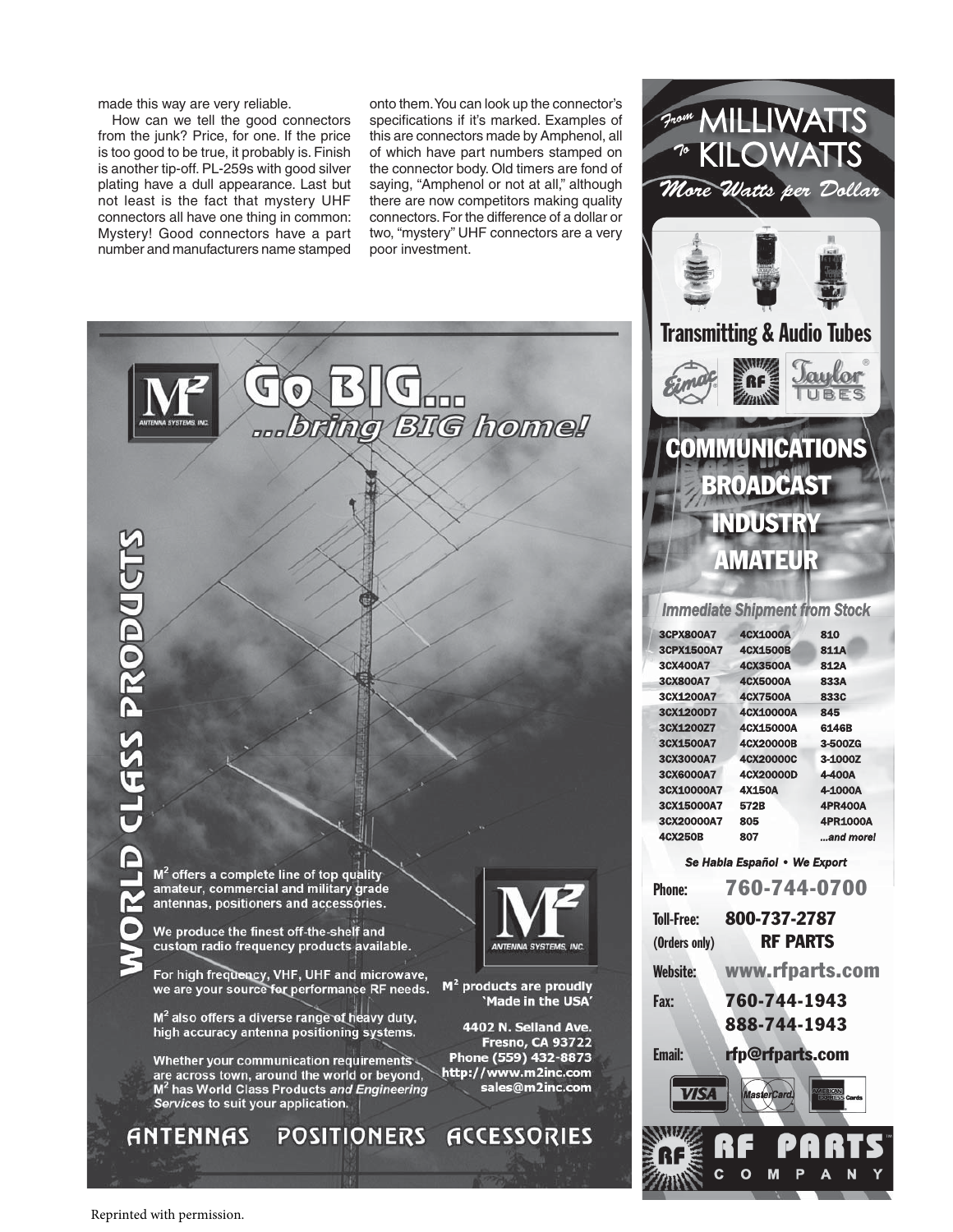made this way are very reliable.

How can we tell the good connectors from the junk? Price, for one. If the price is too good to be true, it probably is. Finish is another tip-off. PL-259s with good silver plating have a dull appearance. Last but not least is the fact that mystery UHF connectors all have one thing in common: Mystery! Good connectors have a part number and manufacturers name stamped onto them. You can look up the connector's specifications if it's marked. Examples of this are connectors made by Amphenol, all of which have part numbers stamped on the connector body. Old timers are fond of saying, "Amphenol or not at all," although there are now competitors making quality connectors. For the difference of a dollar or two, "mystery" UHF connectors are a very poor investment.

# Go BIG...
## ...bring BIG home!

M² ANTENNA SYSTEMS, INC.

WORLD CLASS PRODUCTS

M² offers a complete line of top quality amateur, commercial and military grade antennas, positioners and accessories.

We produce the finest off-the-shelf and custom radio frequency products available.

For high frequency, VHF, UHF and microwave, we are your source for performance RF needs.

M² also offers a diverse range of heavy duty, high accuracy antenna positioning systems.

Whether your communication requirements are across town, around the world or beyond, M² has World Class Products *and Engineering Services* to suit your application.

M² products are proudly 'Made in the USA'

4402 N. Selland Ave.
Fresno, CA 93722
Phone (559) 432-8873
http://www.m2inc.com
sales@m2inc.com

ANTENNAS POSITIONERS ACCESSORIES

# *From* MILLIWATTS *To* KILOWATTS

*More Watts per Dollar*

**Transmitting & Audio Tubes**

Eimac RF Taylor Tubes

**COMMUNICATIONS**
**BROADCAST**
**INDUSTRY**
**AMATEUR**

*Immediate Shipment from Stock*

| | | |
|---|---|---|
| 3CPX800A7 | 4CX1000A | 810 |
| 3CPX1500A7 | 4CX1500B | 811A |
| 3CX400A7 | 4CX3500A | 812A |
| 3CX800A7 | 4CX5000A | 833A |
| 3CX1200A7 | 4CX7500A | 833C |
| 3CX1200D7 | 4CX10000A | 845 |
| 3CX1200Z7 | 4CX15000A | 6146B |
| 3CX1500A7 | 4CX20000B | 3-500ZG |
| 3CX3000A7 | 4CX20000C | 3-1000Z |
| 3CX6000A7 | 4CX20000D | 4-400A |
| 3CX10000A7 | 4X150A | 4-1000A |
| 3CX15000A7 | 572B | 4PR400A |
| 3CX20000A7 | 805 | 4PR1000A |
| 4CX250B | 807 | *...and more!* |

*Se Habla Español • We Export*

**Phone:** 760-744-0700
**Toll-Free: (Orders only)** 800-737-2787 RF PARTS
**Website:** www.rfparts.com
**Fax:** 760-744-1943 888-744-1943
**Email:** rfp@rfparts.com

VISA MasterCard American Express Cards

**RF PARTS COMPANY**

Reprinted with permission.